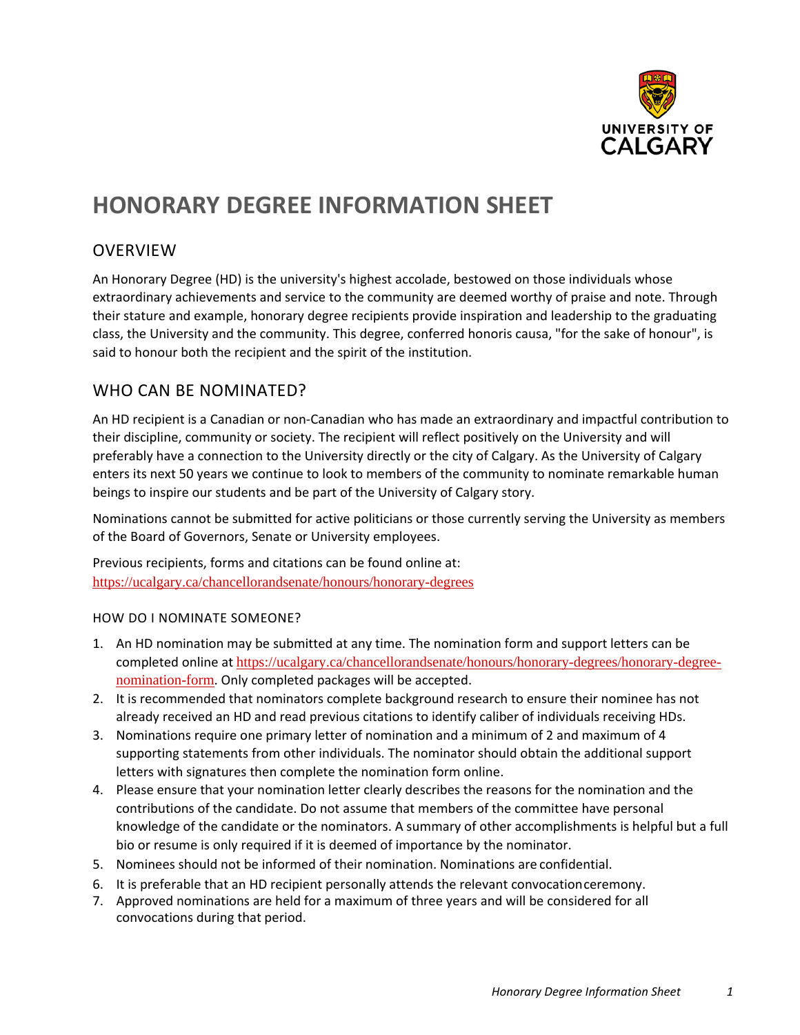# HONORARY DEGREE INFORMATION SHEET

## OVERVIEW

An Honorary Degree (HD) is the university's highest accolade, bestowed on those individuals whose extraordinary achievements and service to the community are deemed worthy of praise and note. Through their stature and example, honorary degree recipients provide inspiration and leadership to the graduating class, the University and the community. This degree, conferred honoris causa, "for the sake of honour", is said to honour both the recipient and the spirit of the institution.

## WHO CAN BE NOMINATED?

An HD recipient is a Canadian or non-Canadian who has made an extraordinary and impactful contribution to their discipline, community or society. The recipient will reflect positively on the University and will preferably have a connection to the University directly or the city of Calgary. As the University of Calgary enters its next 50 years we continue to look to members of the community to nominate remarkable human beings to inspire our students and be part of the University of Calgary story.

Nominations cannot be submitted for active politicians or those currently serving the University as members of the Board of Governors, Senate or University employees.

Previous recipients, forms and citations can be found online at:
https://ucalgary.ca/chancellorandsenate/honours/honorary-degrees

### HOW DO I NOMINATE SOMEONE?

1. An HD nomination may be submitted at any time. The nomination form and support letters can be completed online at https://ucalgary.ca/chancellorandsenate/honours/honorary-degrees/honorary-degree-nomination-form. Only completed packages will be accepted.
2. It is recommended that nominators complete background research to ensure their nominee has not already received an HD and read previous citations to identify caliber of individuals receiving HDs.
3. Nominations require one primary letter of nomination and a minimum of 2 and maximum of 4 supporting statements from other individuals. The nominator should obtain the additional support letters with signatures then complete the nomination form online.
4. Please ensure that your nomination letter clearly describes the reasons for the nomination and the contributions of the candidate. Do not assume that members of the committee have personal knowledge of the candidate or the nominators. A summary of other accomplishments is helpful but a full bio or resume is only required if it is deemed of importance by the nominator.
5. Nominees should not be informed of their nomination. Nominations are confidential.
6. It is preferable that an HD recipient personally attends the relevant convocation ceremony.
7. Approved nominations are held for a maximum of three years and will be considered for all convocations during that period.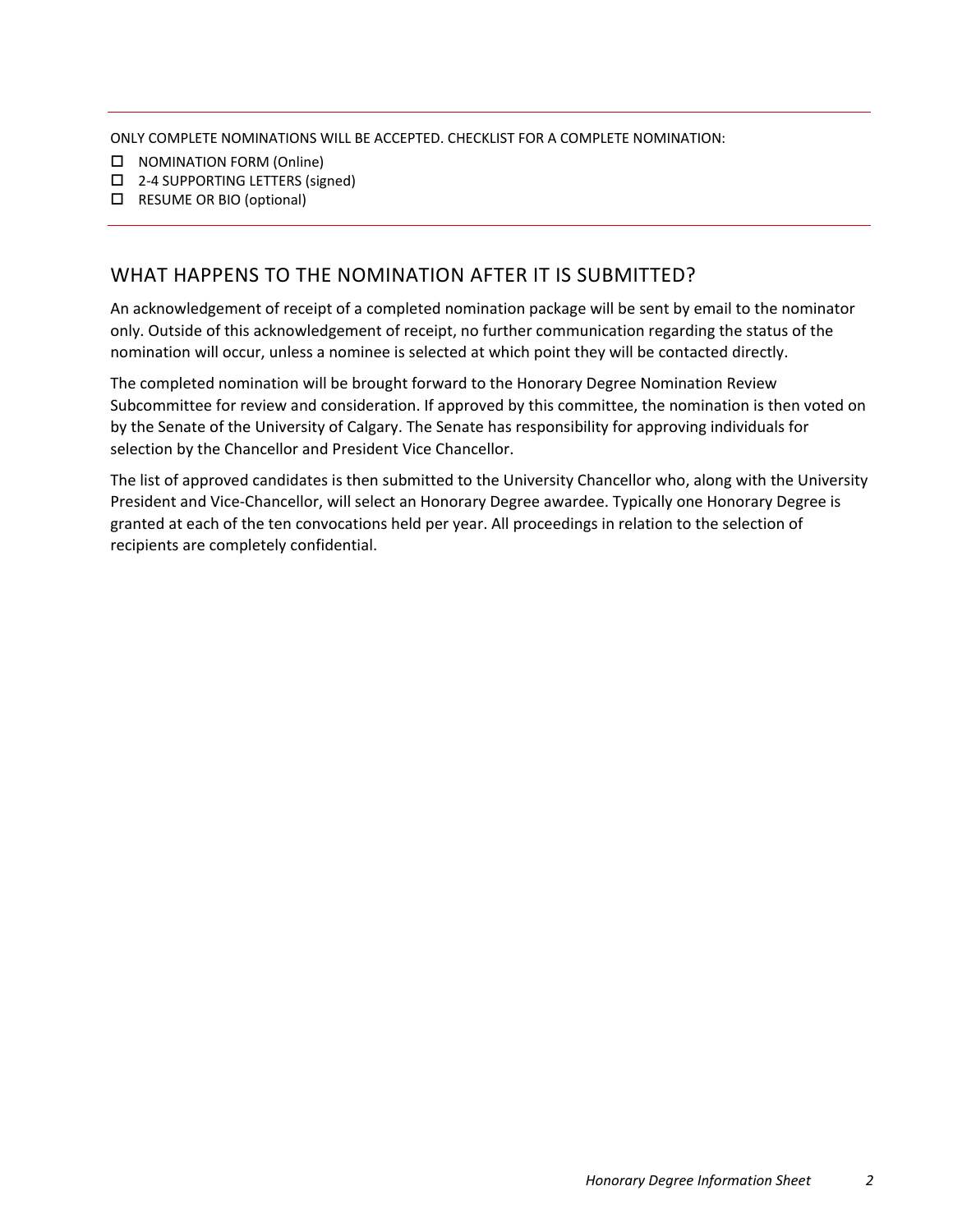ONLY COMPLETE NOMINATIONS WILL BE ACCEPTED. CHECKLIST FOR A COMPLETE NOMINATION:

- ☐ NOMINATION FORM (Online)
- ☐ 2-4 SUPPORTING LETTERS (signed)
- ☐ RESUME OR BIO (optional)

## WHAT HAPPENS TO THE NOMINATION AFTER IT IS SUBMITTED?

An acknowledgement of receipt of a completed nomination package will be sent by email to the nominator only. Outside of this acknowledgement of receipt, no further communication regarding the status of the nomination will occur, unless a nominee is selected at which point they will be contacted directly.

The completed nomination will be brought forward to the Honorary Degree Nomination Review Subcommittee for review and consideration. If approved by this committee, the nomination is then voted on by the Senate of the University of Calgary. The Senate has responsibility for approving individuals for selection by the Chancellor and President Vice Chancellor.

The list of approved candidates is then submitted to the University Chancellor who, along with the University President and Vice-Chancellor, will select an Honorary Degree awardee. Typically one Honorary Degree is granted at each of the ten convocations held per year. All proceedings in relation to the selection of recipients are completely confidential.